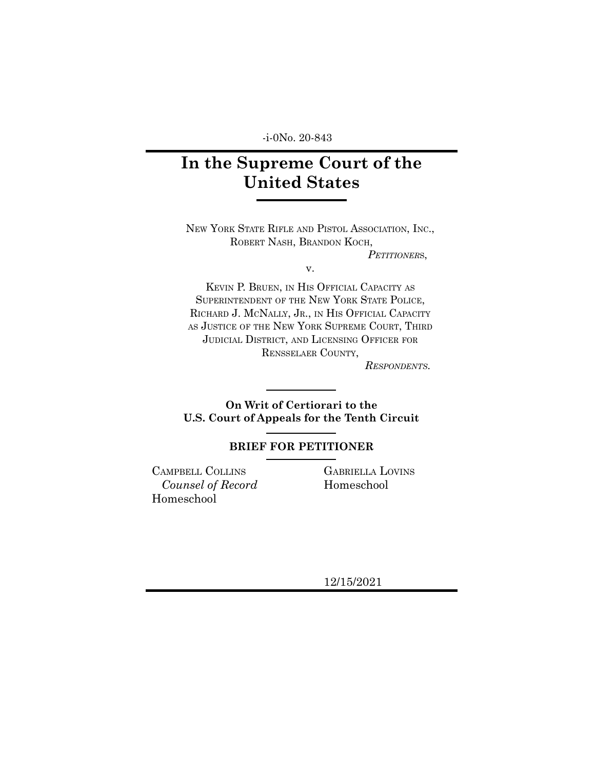-i-0No. 20-843

# In the Supreme Court of the United States

NEW YORK STATE RIFLE AND PISTOL ASSOCIATION, INC., ROBERT NASH, BRANDON KOCH,

*PETITIONERS*,

v.

KEVIN P. BRUEN, IN HIS OFFICIAL CAPACITY AS SUPERINTENDENT OF THE NEW YORK STATE POLICE, RICHARD J. MCNALLY, JR., IN HIS OFFICIAL CAPACITY AS JUSTICE OF THE NEW YORK SUPREME COURT, THIRD JUDICIAL DISTRICT, AND LICENSING OFFICER FOR RENSSELAER COUNTY,

*RESPONDENTS.*

**On Writ of Certiorari to the U.S. Court of Appeals for the Tenth Circuit**

**BRIEF FOR PETITIONER**

CAMPBELL COLLINS
*Counsel of Record*
Homeschool

GABRIELLA LOVINS
Homeschool

12/15/2021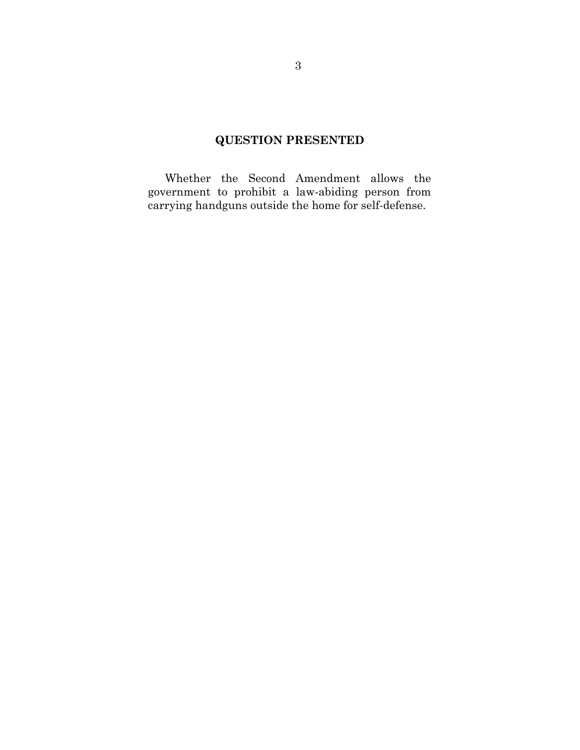## QUESTION PRESENTED

Whether the Second Amendment allows the government to prohibit a law-abiding person from carrying handguns outside the home for self-defense.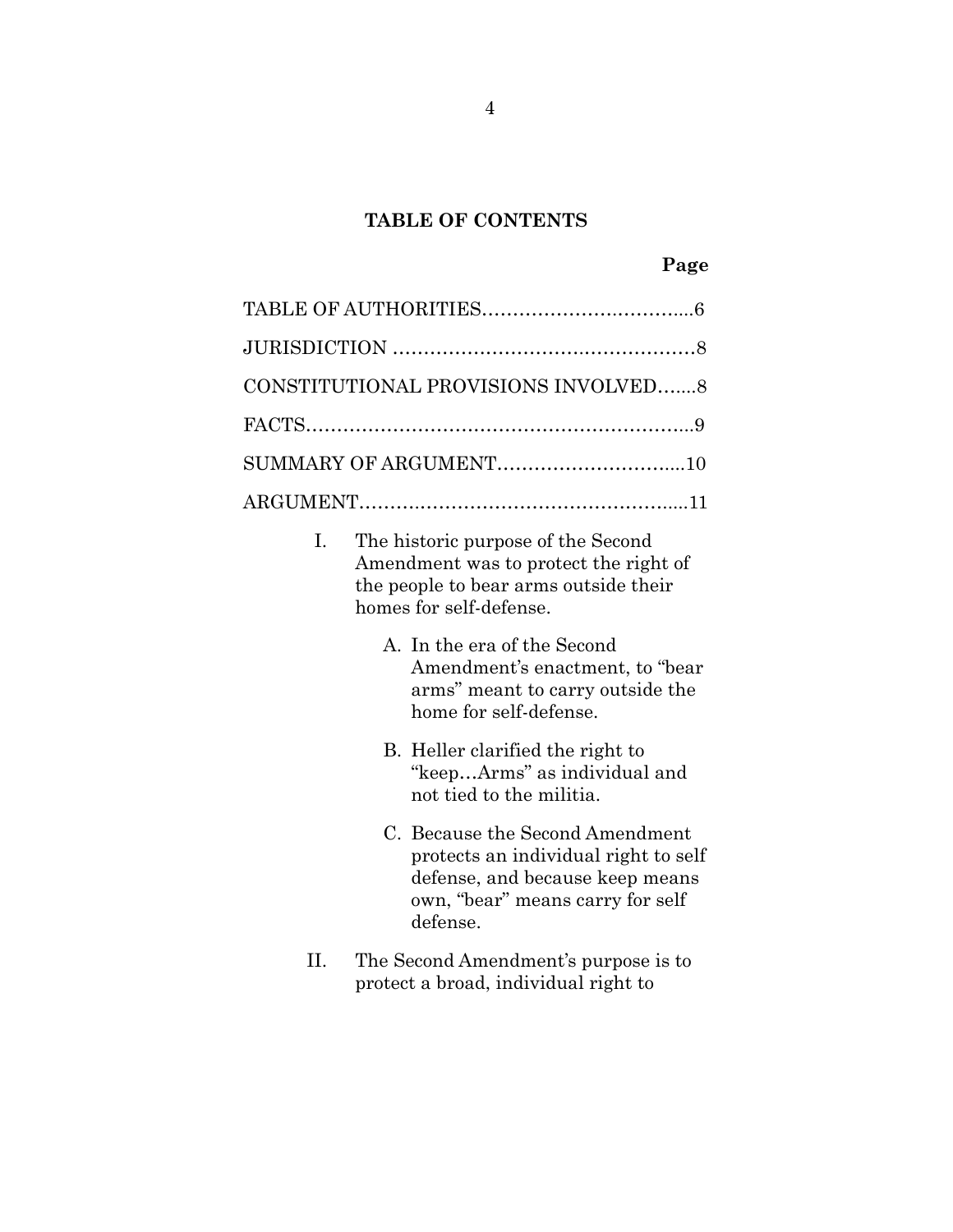## TABLE OF CONTENTS

**Page**

TABLE OF AUTHORITIES……………………………...6

JURISDICTION …………………………….…………8

CONSTITUTIONAL PROVISIONS INVOLVED…....8

FACTS……………………………………………………..9

SUMMARY OF ARGUMENT……………………….....10

ARGUMENT…………………………………………....11

I. The historic purpose of the Second Amendment was to protect the right of the people to bear arms outside their homes for self-defense.

   A. In the era of the Second Amendment's enactment, to "bear arms" meant to carry outside the home for self-defense.

   B. Heller clarified the right to "keep…Arms" as individual and not tied to the militia.

   C. Because the Second Amendment protects an individual right to self defense, and because keep means own, "bear" means carry for self defense.

II. The Second Amendment's purpose is to protect a broad, individual right to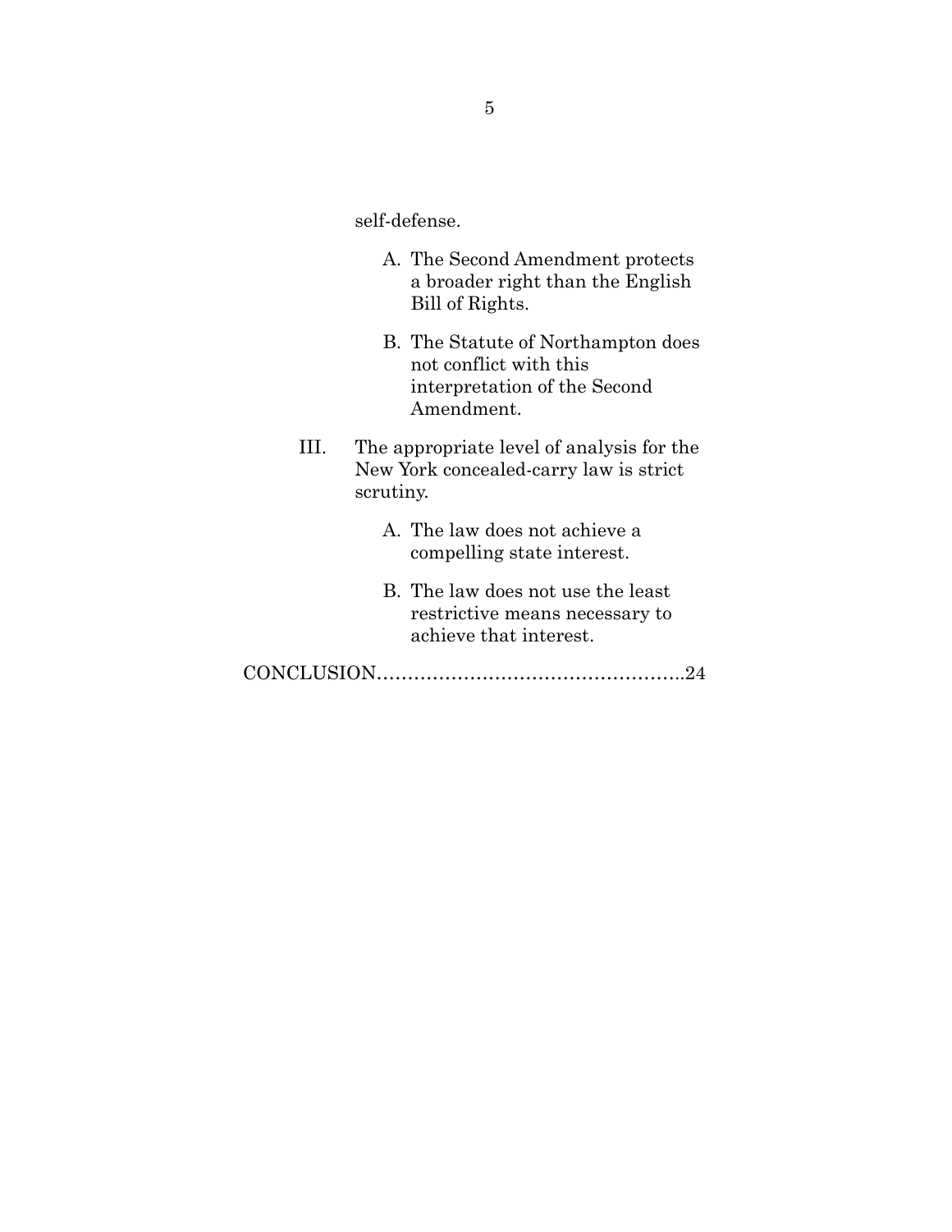self-defense.

A. The Second Amendment protects a broader right than the English Bill of Rights.

B. The Statute of Northampton does not conflict with this interpretation of the Second Amendment.

III. The appropriate level of analysis for the New York concealed-carry law is strict scrutiny.

A. The law does not achieve a compelling state interest.

B. The law does not use the least restrictive means necessary to achieve that interest.

CONCLUSION……………………………………………..24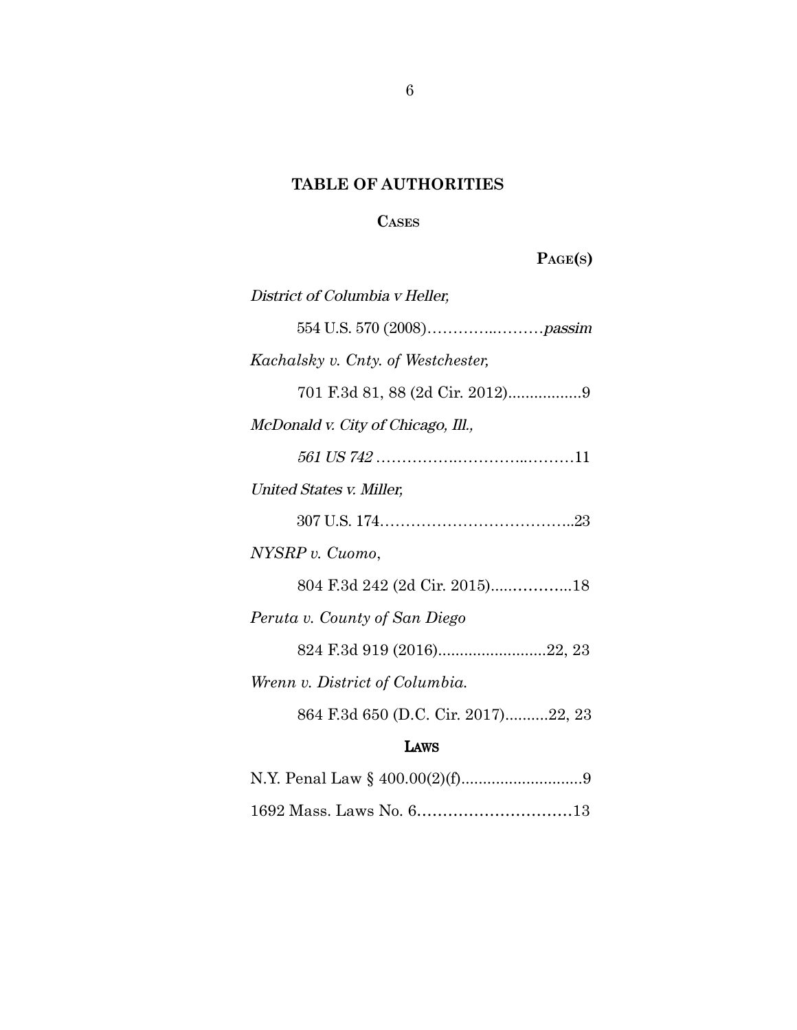## TABLE OF AUTHORITIES

### CASES

**PAGE(S)**

*District of Columbia v Heller,*

554 U.S. 570 (2008)…………..………*passim*

*Kachalsky v. Cnty. of Westchester,*

701 F.3d 81, 88 (2d Cir. 2012).................9

*McDonald v. City of Chicago, Ill.,*

*561 US 742* …………….…………..………11

*United States v. Miller,*

307 U.S. 174………………………………..23

*NYSRP v. Cuomo*,

804 F.3d 242 (2d Cir. 2015)…..………...18

*Peruta v. County of San Diego*

824 F.3d 919 (2016).........................22, 23

*Wrenn v. District of Columbia.*

864 F.3d 650 (D.C. Cir. 2017)..........22, 23

### LAWS

N.Y. Penal Law § 400.00(2)(f)............................9

1692 Mass. Laws No. 6…………………………13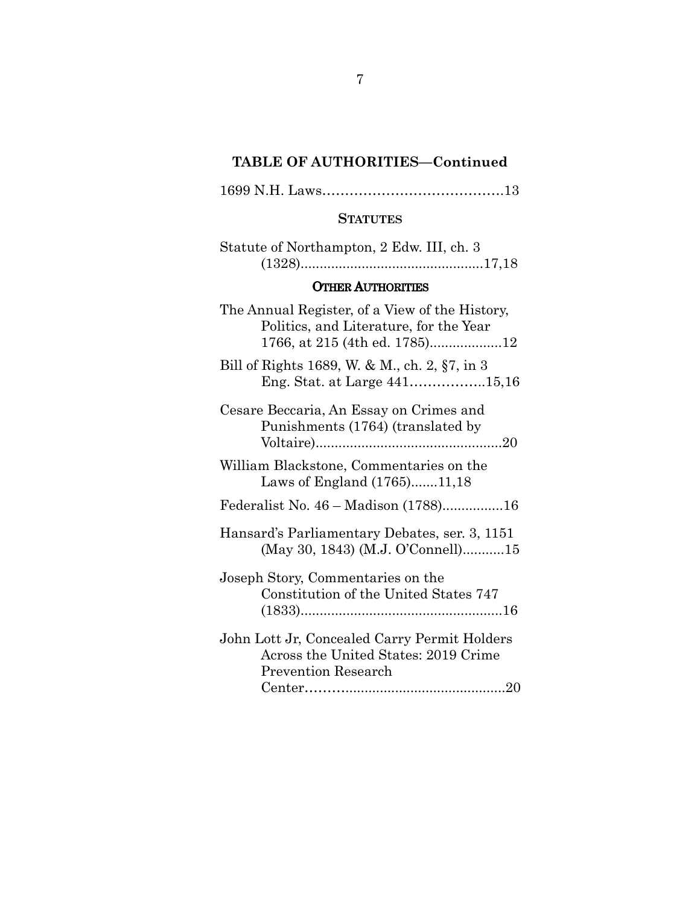**TABLE OF AUTHORITIES—Continued**

1699 N.H. Laws........................................13

**STATUTES**

Statute of Northampton, 2 Edw. III, ch. 3 (1328)................................................17,18

**OTHER AUTHORITIES**

The Annual Register, of a View of the History, Politics, and Literature, for the Year 1766, at 215 (4th ed. 1785)...................12

Bill of Rights 1689, W. & M., ch. 2, §7, in 3 Eng. Stat. at Large 441.................15,16

Cesare Beccaria, An Essay on Crimes and Punishments (1764) (translated by Voltaire).................................................20

William Blackstone, Commentaries on the Laws of England (1765).......11,18

Federalist No. 46 – Madison (1788)................16

Hansard's Parliamentary Debates, ser. 3, 1151 (May 30, 1843) (M.J. O'Connell)...........15

Joseph Story, Commentaries on the Constitution of the United States 747 (1833).....................................................16

John Lott Jr, Concealed Carry Permit Holders Across the United States: 2019 Crime Prevention Research Center...................................................20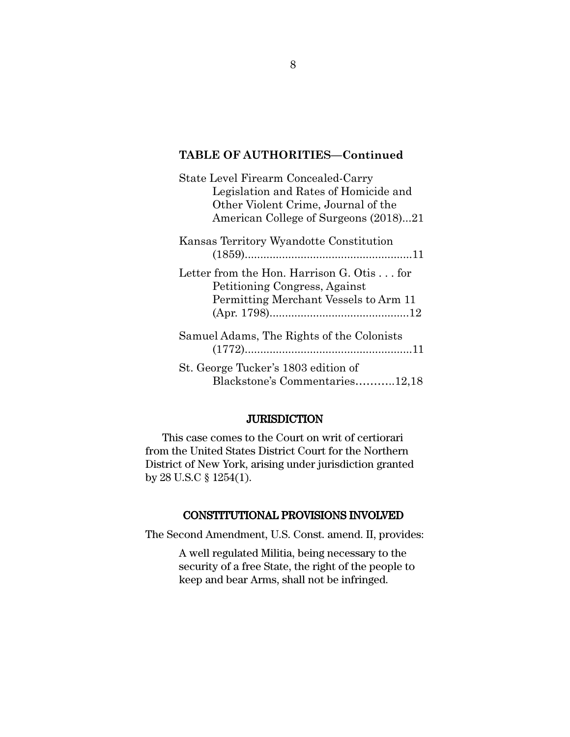**TABLE OF AUTHORITIES—Continued**

State Level Firearm Concealed-Carry Legislation and Rates of Homicide and Other Violent Crime, Journal of the American College of Surgeons (2018)...21

Kansas Territory Wyandotte Constitution (1859)......................................................11

Letter from the Hon. Harrison G. Otis . . . for Petitioning Congress, Against Permitting Merchant Vessels to Arm 11 (Apr. 1798).............................................12

Samuel Adams, The Rights of the Colonists (1772)......................................................11

St. George Tucker's 1803 edition of Blackstone's Commentaries...........12,18

## JURISDICTION

This case comes to the Court on writ of certiorari from the United States District Court for the Northern District of New York, arising under jurisdiction granted by 28 U.S.C § 1254(1).

## CONSTITUTIONAL PROVISIONS INVOLVED

The Second Amendment, U.S. Const. amend. II, provides:

> A well regulated Militia, being necessary to the security of a free State, the right of the people to keep and bear Arms, shall not be infringed.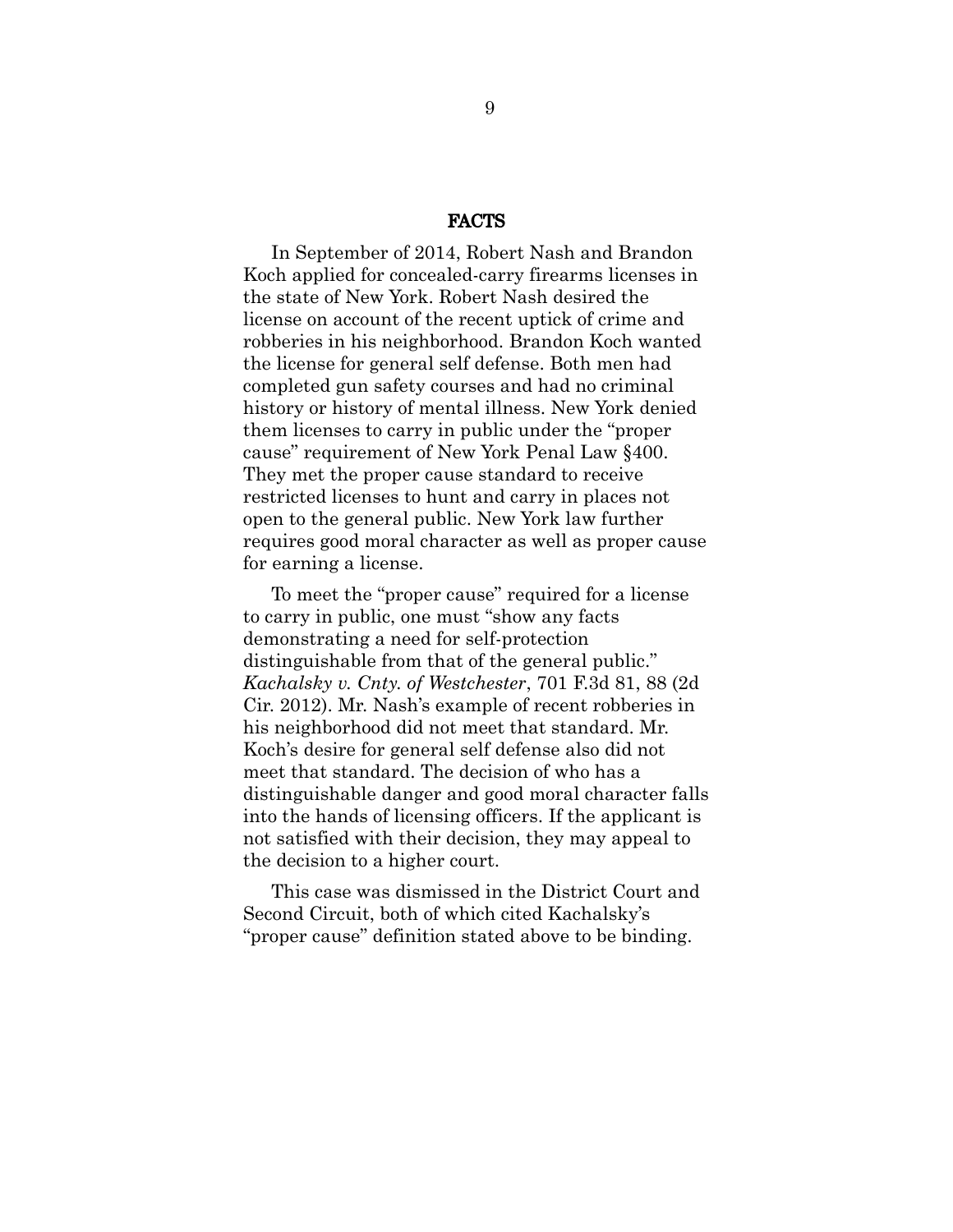## FACTS

In September of 2014, Robert Nash and Brandon Koch applied for concealed-carry firearms licenses in the state of New York. Robert Nash desired the license on account of the recent uptick of crime and robberies in his neighborhood. Brandon Koch wanted the license for general self defense. Both men had completed gun safety courses and had no criminal history or history of mental illness. New York denied them licenses to carry in public under the "proper cause" requirement of New York Penal Law §400. They met the proper cause standard to receive restricted licenses to hunt and carry in places not open to the general public. New York law further requires good moral character as well as proper cause for earning a license.

To meet the "proper cause" required for a license to carry in public, one must "show any facts demonstrating a need for self-protection distinguishable from that of the general public." *Kachalsky v. Cnty. of Westchester*, 701 F.3d 81, 88 (2d Cir. 2012). Mr. Nash's example of recent robberies in his neighborhood did not meet that standard. Mr. Koch's desire for general self defense also did not meet that standard. The decision of who has a distinguishable danger and good moral character falls into the hands of licensing officers. If the applicant is not satisfied with their decision, they may appeal to the decision to a higher court.

This case was dismissed in the District Court and Second Circuit, both of which cited Kachalsky's "proper cause" definition stated above to be binding.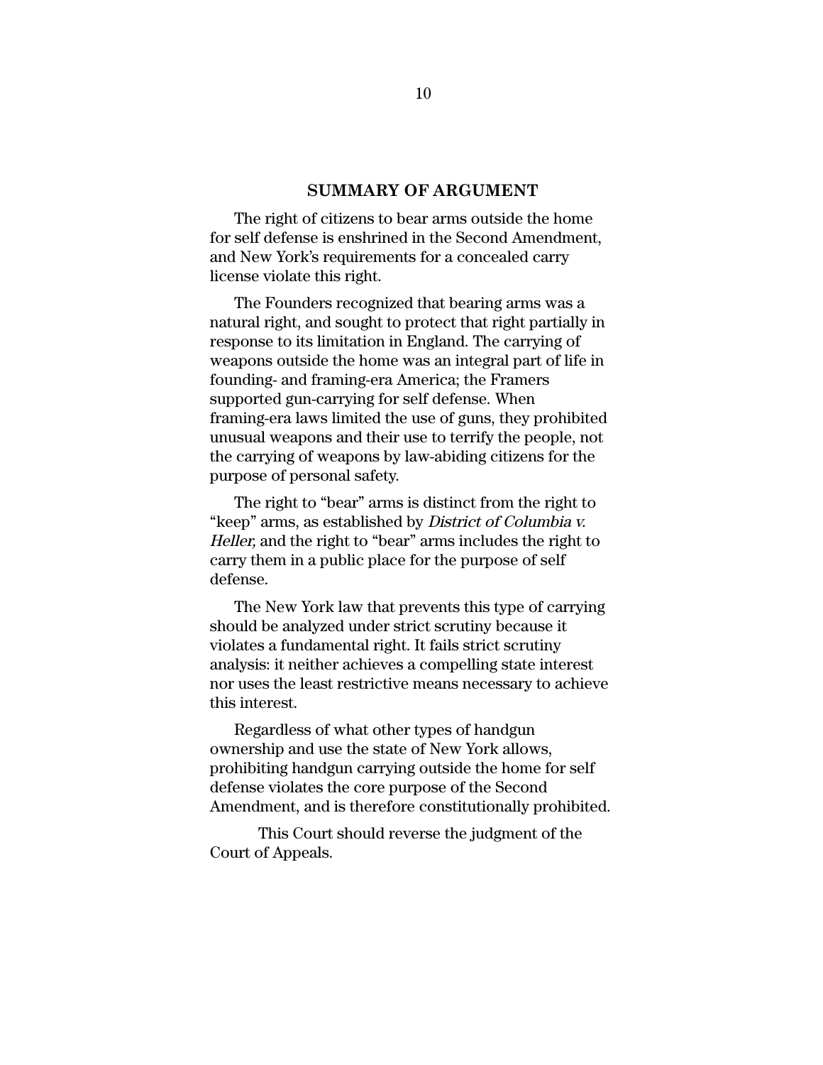## SUMMARY OF ARGUMENT

The right of citizens to bear arms outside the home for self defense is enshrined in the Second Amendment, and New York's requirements for a concealed carry license violate this right.

The Founders recognized that bearing arms was a natural right, and sought to protect that right partially in response to its limitation in England. The carrying of weapons outside the home was an integral part of life in founding- and framing-era America; the Framers supported gun-carrying for self defense. When framing-era laws limited the use of guns, they prohibited unusual weapons and their use to terrify the people, not the carrying of weapons by law-abiding citizens for the purpose of personal safety.

The right to "bear" arms is distinct from the right to "keep" arms, as established by *District of Columbia v. Heller,* and the right to "bear" arms includes the right to carry them in a public place for the purpose of self defense.

The New York law that prevents this type of carrying should be analyzed under strict scrutiny because it violates a fundamental right. It fails strict scrutiny analysis: it neither achieves a compelling state interest nor uses the least restrictive means necessary to achieve this interest.

Regardless of what other types of handgun ownership and use the state of New York allows, prohibiting handgun carrying outside the home for self defense violates the core purpose of the Second Amendment, and is therefore constitutionally prohibited.

This Court should reverse the judgment of the Court of Appeals.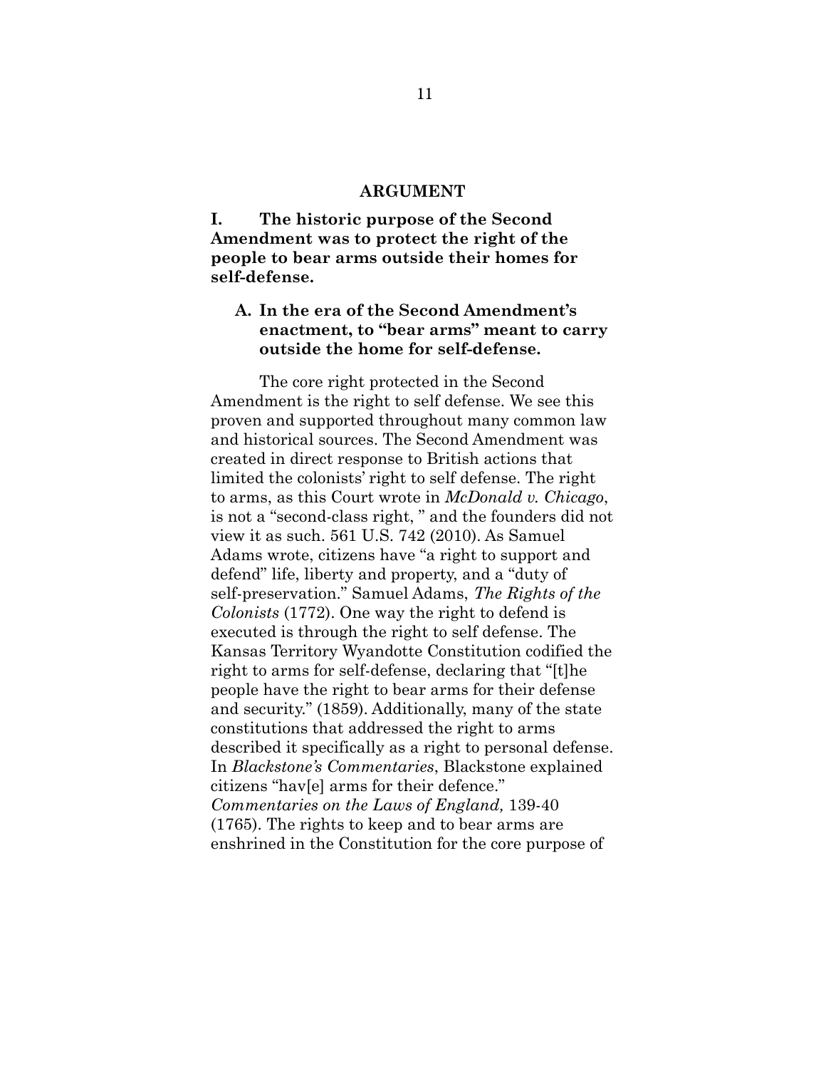## ARGUMENT

### I. The historic purpose of the Second Amendment was to protect the right of the people to bear arms outside their homes for self-defense.

#### A. In the era of the Second Amendment's enactment, to "bear arms" meant to carry outside the home for self-defense.

The core right protected in the Second Amendment is the right to self defense. We see this proven and supported throughout many common law and historical sources. The Second Amendment was created in direct response to British actions that limited the colonists' right to self defense. The right to arms, as this Court wrote in *McDonald v. Chicago*, is not a "second-class right, " and the founders did not view it as such. 561 U.S. 742 (2010). As Samuel Adams wrote, citizens have "a right to support and defend" life, liberty and property, and a "duty of self-preservation." Samuel Adams, *The Rights of the Colonists* (1772). One way the right to defend is executed is through the right to self defense. The Kansas Territory Wyandotte Constitution codified the right to arms for self-defense, declaring that "[t]he people have the right to bear arms for their defense and security." (1859). Additionally, many of the state constitutions that addressed the right to arms described it specifically as a right to personal defense. In *Blackstone's Commentaries*, Blackstone explained citizens "hav[e] arms for their defence." *Commentaries on the Laws of England,* 139-40 (1765). The rights to keep and to bear arms are enshrined in the Constitution for the core purpose of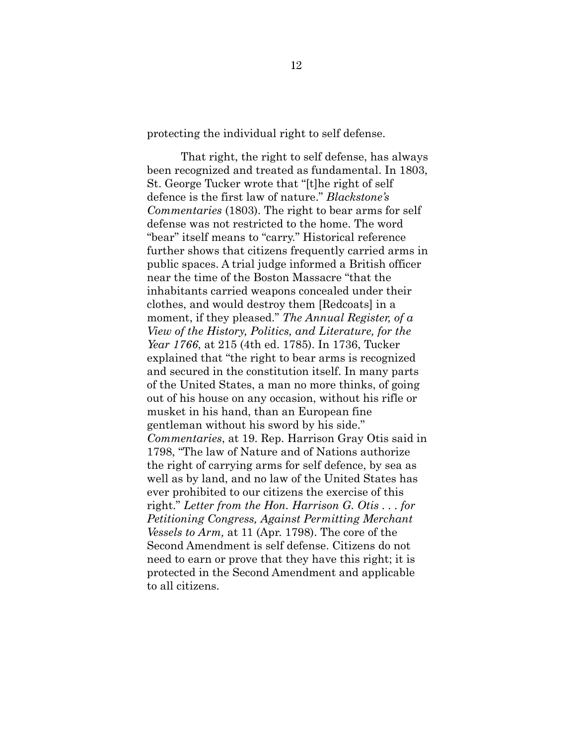protecting the individual right to self defense.

That right, the right to self defense, has always been recognized and treated as fundamental. In 1803, St. George Tucker wrote that "[t]he right of self defence is the first law of nature." *Blackstone's Commentaries* (1803). The right to bear arms for self defense was not restricted to the home. The word "bear" itself means to "carry." Historical reference further shows that citizens frequently carried arms in public spaces. A trial judge informed a British officer near the time of the Boston Massacre "that the inhabitants carried weapons concealed under their clothes, and would destroy them [Redcoats] in a moment, if they pleased." *The Annual Register, of a View of the History, Politics, and Literature, for the Year 1766*, at 215 (4th ed. 1785). In 1736, Tucker explained that "the right to bear arms is recognized and secured in the constitution itself. In many parts of the United States, a man no more thinks, of going out of his house on any occasion, without his rifle or musket in his hand, than an European fine gentleman without his sword by his side." *Commentaries*, at 19. Rep. Harrison Gray Otis said in 1798, "The law of Nature and of Nations authorize the right of carrying arms for self defence, by sea as well as by land, and no law of the United States has ever prohibited to our citizens the exercise of this right." *Letter from the Hon. Harrison G. Otis . . . for Petitioning Congress, Against Permitting Merchant Vessels to Arm,* at 11 (Apr. 1798). The core of the Second Amendment is self defense. Citizens do not need to earn or prove that they have this right; it is protected in the Second Amendment and applicable to all citizens.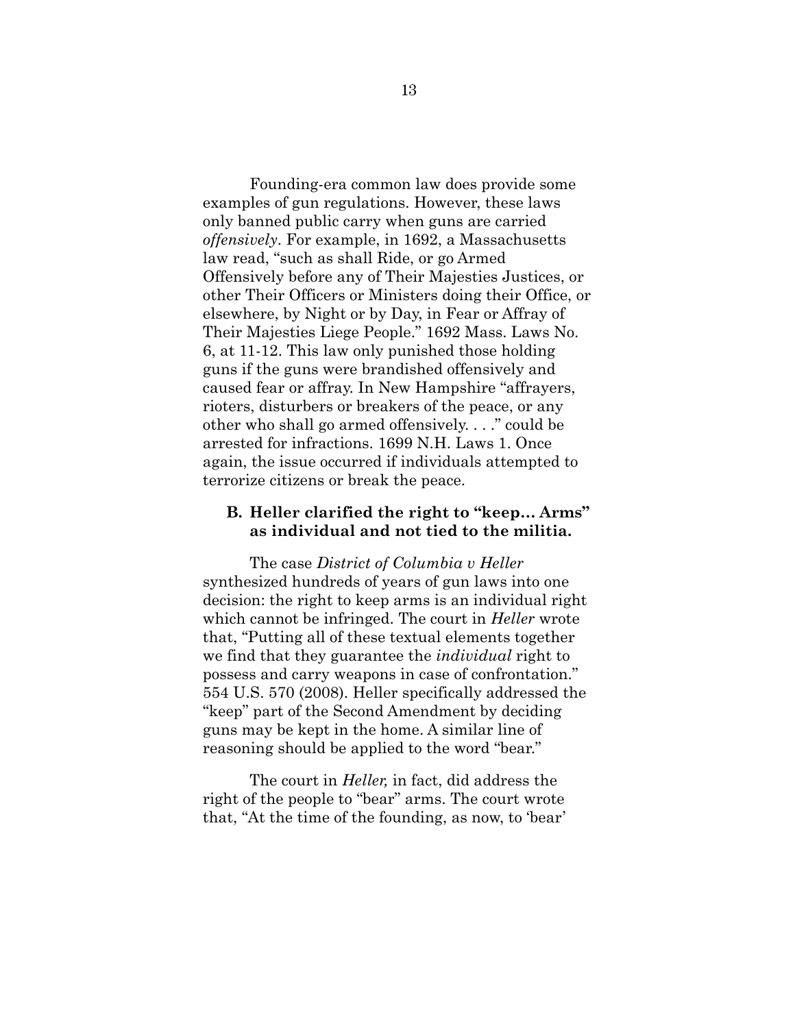Founding-era common law does provide some examples of gun regulations. However, these laws only banned public carry when guns are carried *offensively*. For example, in 1692, a Massachusetts law read, "such as shall Ride, or go Armed Offensively before any of Their Majesties Justices, or other Their Officers or Ministers doing their Office, or elsewhere, by Night or by Day, in Fear or Affray of Their Majesties Liege People." 1692 Mass. Laws No. 6, at 11-12. This law only punished those holding guns if the guns were brandished offensively and caused fear or affray. In New Hampshire "affrayers, rioters, disturbers or breakers of the peace, or any other who shall go armed offensively. . . ." could be arrested for infractions. 1699 N.H. Laws 1. Once again, the issue occurred if individuals attempted to terrorize citizens or break the peace.

### B. Heller clarified the right to "keep… Arms" as individual and not tied to the militia.

The case *District of Columbia v Heller* synthesized hundreds of years of gun laws into one decision: the right to keep arms is an individual right which cannot be infringed. The court in *Heller* wrote that, "Putting all of these textual elements together we find that they guarantee the *individual* right to possess and carry weapons in case of confrontation." 554 U.S. 570 (2008). Heller specifically addressed the "keep" part of the Second Amendment by deciding guns may be kept in the home. A similar line of reasoning should be applied to the word "bear."

The court in *Heller,* in fact, did address the right of the people to "bear" arms. The court wrote that, "At the time of the founding, as now, to 'bear'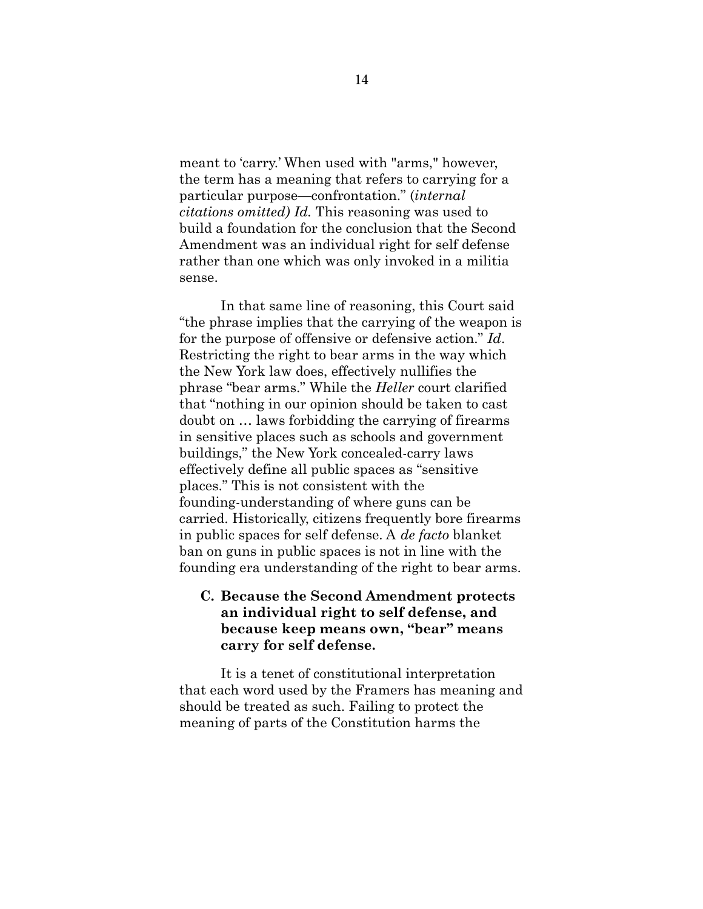meant to 'carry.' When used with "arms," however, the term has a meaning that refers to carrying for a particular purpose—confrontation." (*internal citations omitted) Id.* This reasoning was used to build a foundation for the conclusion that the Second Amendment was an individual right for self defense rather than one which was only invoked in a militia sense.

In that same line of reasoning, this Court said "the phrase implies that the carrying of the weapon is for the purpose of offensive or defensive action." *Id*. Restricting the right to bear arms in the way which the New York law does, effectively nullifies the phrase "bear arms." While the *Heller* court clarified that "nothing in our opinion should be taken to cast doubt on … laws forbidding the carrying of firearms in sensitive places such as schools and government buildings," the New York concealed-carry laws effectively define all public spaces as "sensitive places." This is not consistent with the founding-understanding of where guns can be carried. Historically, citizens frequently bore firearms in public spaces for self defense. A *de facto* blanket ban on guns in public spaces is not in line with the founding era understanding of the right to bear arms.

### C. Because the Second Amendment protects an individual right to self defense, and because keep means own, "bear" means carry for self defense.

It is a tenet of constitutional interpretation that each word used by the Framers has meaning and should be treated as such. Failing to protect the meaning of parts of the Constitution harms the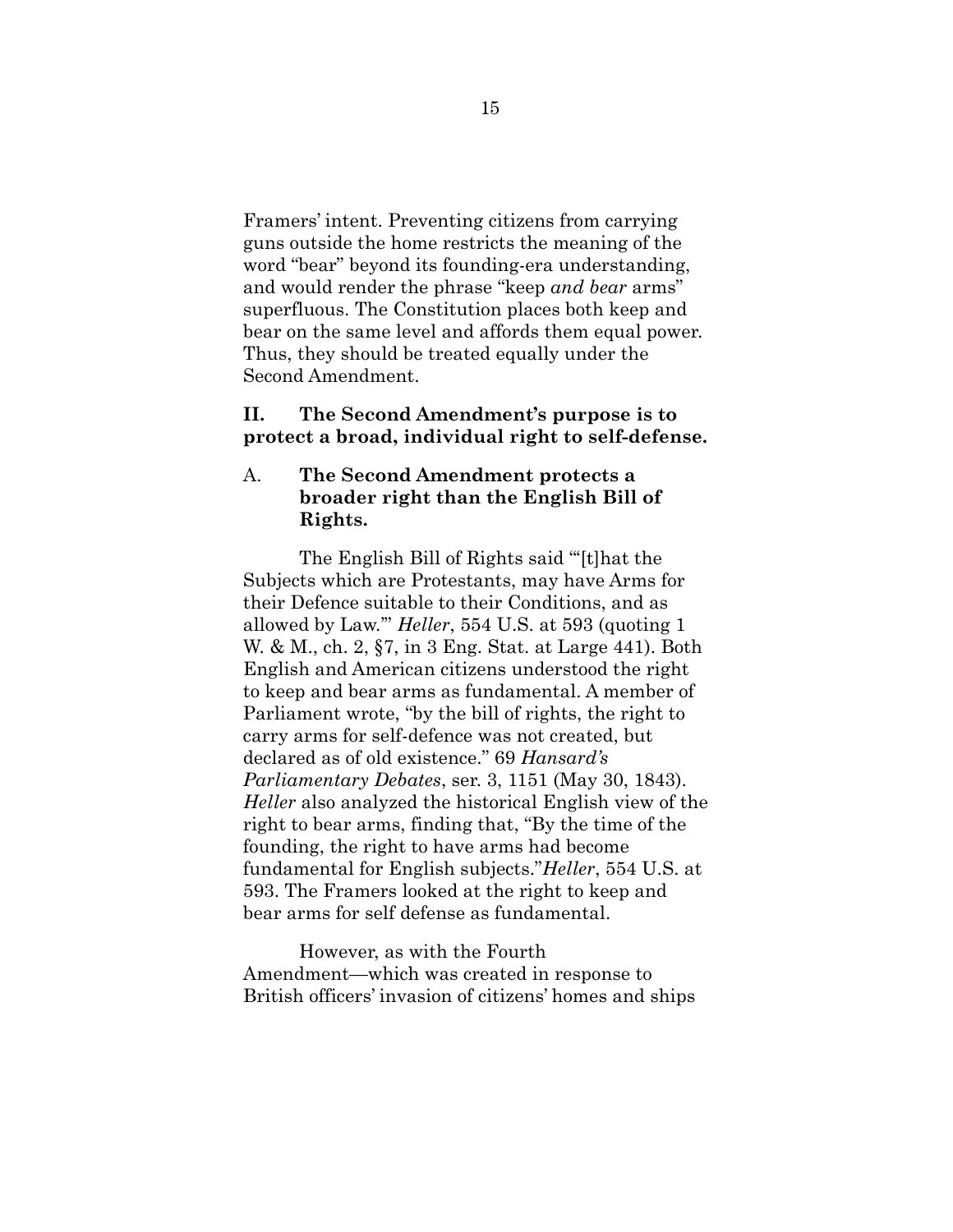Framers' intent. Preventing citizens from carrying guns outside the home restricts the meaning of the word "bear" beyond its founding-era understanding, and would render the phrase "keep *and bear* arms" superfluous. The Constitution places both keep and bear on the same level and affords them equal power. Thus, they should be treated equally under the Second Amendment.

## II. The Second Amendment's purpose is to protect a broad, individual right to self-defense.

### A. The Second Amendment protects a broader right than the English Bill of Rights.

The English Bill of Rights said "'[t]hat the Subjects which are Protestants, may have Arms for their Defence suitable to their Conditions, and as allowed by Law.'" *Heller*, 554 U.S. at 593 (quoting 1 W. & M., ch. 2, §7, in 3 Eng. Stat. at Large 441). Both English and American citizens understood the right to keep and bear arms as fundamental. A member of Parliament wrote, "by the bill of rights, the right to carry arms for self-defence was not created, but declared as of old existence." 69 *Hansard's Parliamentary Debates*, ser. 3, 1151 (May 30, 1843). *Heller* also analyzed the historical English view of the right to bear arms, finding that, "By the time of the founding, the right to have arms had become fundamental for English subjects."*Heller*, 554 U.S. at 593. The Framers looked at the right to keep and bear arms for self defense as fundamental.

However, as with the Fourth Amendment—which was created in response to British officers' invasion of citizens' homes and ships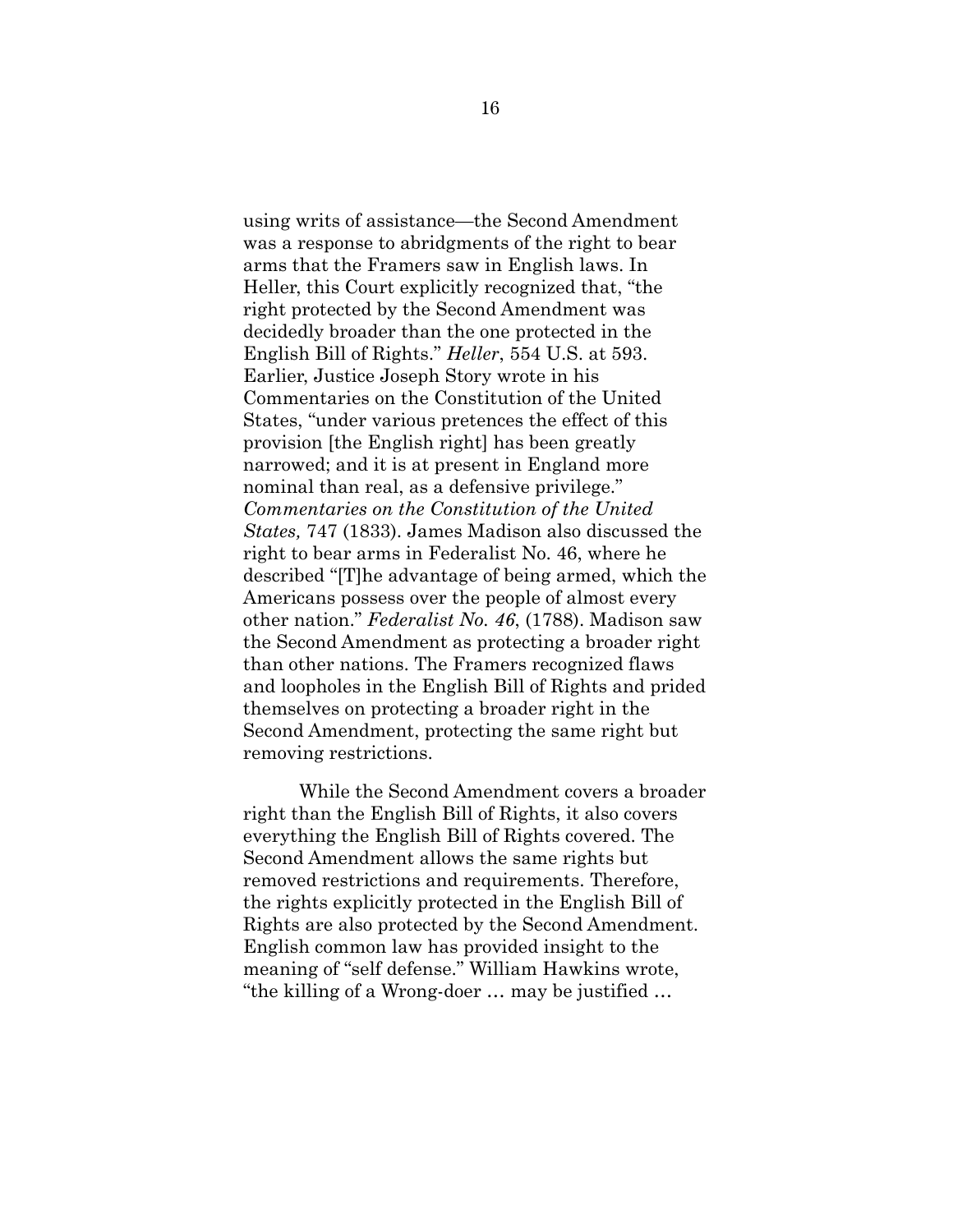using writs of assistance—the Second Amendment was a response to abridgments of the right to bear arms that the Framers saw in English laws. In Heller, this Court explicitly recognized that, "the right protected by the Second Amendment was decidedly broader than the one protected in the English Bill of Rights." *Heller*, 554 U.S. at 593. Earlier, Justice Joseph Story wrote in his Commentaries on the Constitution of the United States, "under various pretences the effect of this provision [the English right] has been greatly narrowed; and it is at present in England more nominal than real, as a defensive privilege." *Commentaries on the Constitution of the United States,* 747 (1833). James Madison also discussed the right to bear arms in Federalist No. 46, where he described "[T]he advantage of being armed, which the Americans possess over the people of almost every other nation." *Federalist No. 46*, (1788). Madison saw the Second Amendment as protecting a broader right than other nations. The Framers recognized flaws and loopholes in the English Bill of Rights and prided themselves on protecting a broader right in the Second Amendment, protecting the same right but removing restrictions.

While the Second Amendment covers a broader right than the English Bill of Rights, it also covers everything the English Bill of Rights covered. The Second Amendment allows the same rights but removed restrictions and requirements. Therefore, the rights explicitly protected in the English Bill of Rights are also protected by the Second Amendment. English common law has provided insight to the meaning of "self defense." William Hawkins wrote, "the killing of a Wrong-doer … may be justified …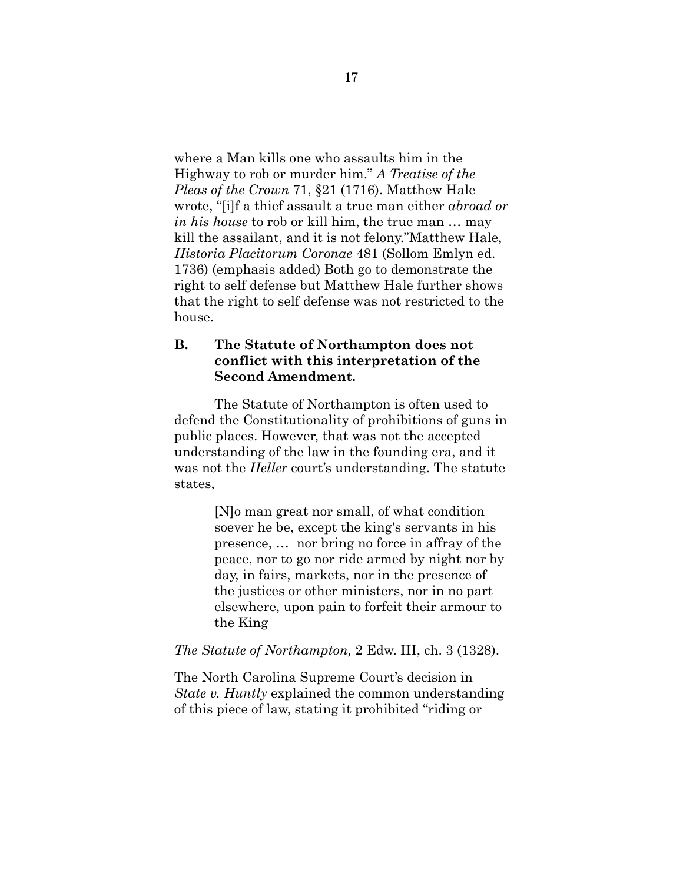where a Man kills one who assaults him in the Highway to rob or murder him." *A Treatise of the Pleas of the Crown* 71, §21 (1716). Matthew Hale wrote, "[i]f a thief assault a true man either *abroad or in his house* to rob or kill him, the true man … may kill the assailant, and it is not felony."Matthew Hale, *Historia Placitorum Coronae* 481 (Sollom Emlyn ed. 1736) (emphasis added) Both go to demonstrate the right to self defense but Matthew Hale further shows that the right to self defense was not restricted to the house.

### B. The Statute of Northampton does not conflict with this interpretation of the Second Amendment.

The Statute of Northampton is often used to defend the Constitutionality of prohibitions of guns in public places. However, that was not the accepted understanding of the law in the founding era, and it was not the *Heller* court's understanding. The statute states,

> [N]o man great nor small, of what condition soever he be, except the king's servants in his presence, … nor bring no force in affray of the peace, nor to go nor ride armed by night nor by day, in fairs, markets, nor in the presence of the justices or other ministers, nor in no part elsewhere, upon pain to forfeit their armour to the King

*The Statute of Northampton,* 2 Edw. III, ch. 3 (1328).

The North Carolina Supreme Court's decision in *State v. Huntly* explained the common understanding of this piece of law, stating it prohibited "riding or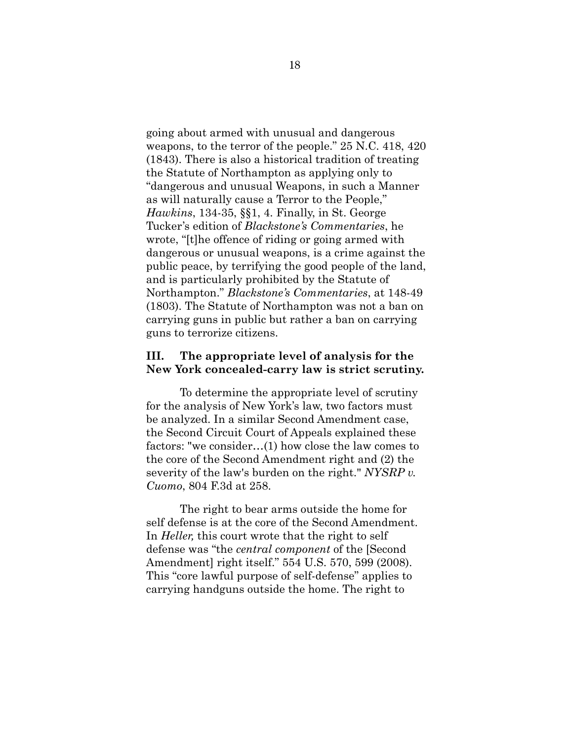going about armed with unusual and dangerous weapons, to the terror of the people." 25 N.C. 418, 420 (1843). There is also a historical tradition of treating the Statute of Northampton as applying only to "dangerous and unusual Weapons, in such a Manner as will naturally cause a Terror to the People," *Hawkins*, 134-35, §§1, 4. Finally, in St. George Tucker's edition of *Blackstone's Commentaries*, he wrote, "[t]he offence of riding or going armed with dangerous or unusual weapons, is a crime against the public peace, by terrifying the good people of the land, and is particularly prohibited by the Statute of Northampton." *Blackstone's Commentaries*, at 148-49 (1803). The Statute of Northampton was not a ban on carrying guns in public but rather a ban on carrying guns to terrorize citizens.

## III. The appropriate level of analysis for the New York concealed-carry law is strict scrutiny.

To determine the appropriate level of scrutiny for the analysis of New York's law, two factors must be analyzed. In a similar Second Amendment case, the Second Circuit Court of Appeals explained these factors: "we consider…(1) how close the law comes to the core of the Second Amendment right and (2) the severity of the law's burden on the right." *NYSRP v. Cuomo*, 804 F.3d at 258.

The right to bear arms outside the home for self defense is at the core of the Second Amendment. In *Heller,* this court wrote that the right to self defense was "the *central component* of the [Second Amendment] right itself." 554 U.S. 570, 599 (2008). This "core lawful purpose of self-defense" applies to carrying handguns outside the home. The right to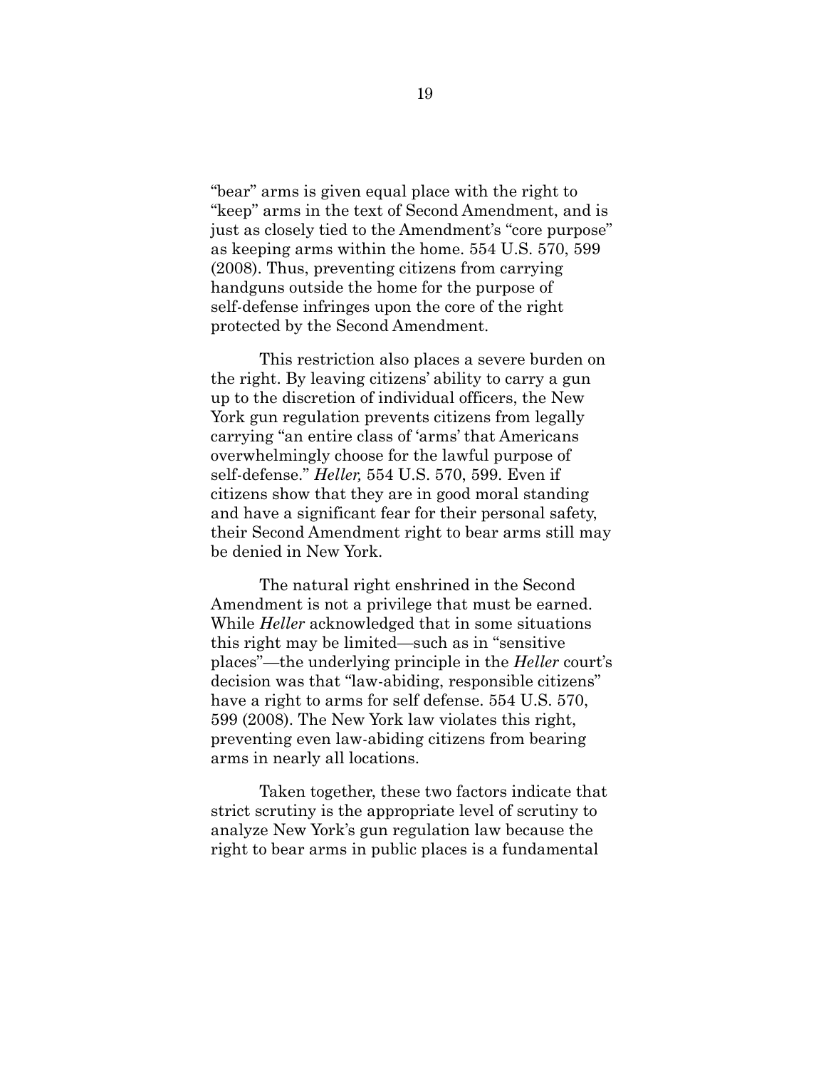"bear" arms is given equal place with the right to "keep" arms in the text of Second Amendment, and is just as closely tied to the Amendment's "core purpose" as keeping arms within the home. 554 U.S. 570, 599 (2008). Thus, preventing citizens from carrying handguns outside the home for the purpose of self-defense infringes upon the core of the right protected by the Second Amendment.

This restriction also places a severe burden on the right. By leaving citizens' ability to carry a gun up to the discretion of individual officers, the New York gun regulation prevents citizens from legally carrying "an entire class of 'arms' that Americans overwhelmingly choose for the lawful purpose of self-defense." *Heller,* 554 U.S. 570, 599. Even if citizens show that they are in good moral standing and have a significant fear for their personal safety, their Second Amendment right to bear arms still may be denied in New York.

The natural right enshrined in the Second Amendment is not a privilege that must be earned. While *Heller* acknowledged that in some situations this right may be limited—such as in "sensitive places"—the underlying principle in the *Heller* court's decision was that "law-abiding, responsible citizens" have a right to arms for self defense. 554 U.S. 570, 599 (2008). The New York law violates this right, preventing even law-abiding citizens from bearing arms in nearly all locations.

Taken together, these two factors indicate that strict scrutiny is the appropriate level of scrutiny to analyze New York's gun regulation law because the right to bear arms in public places is a fundamental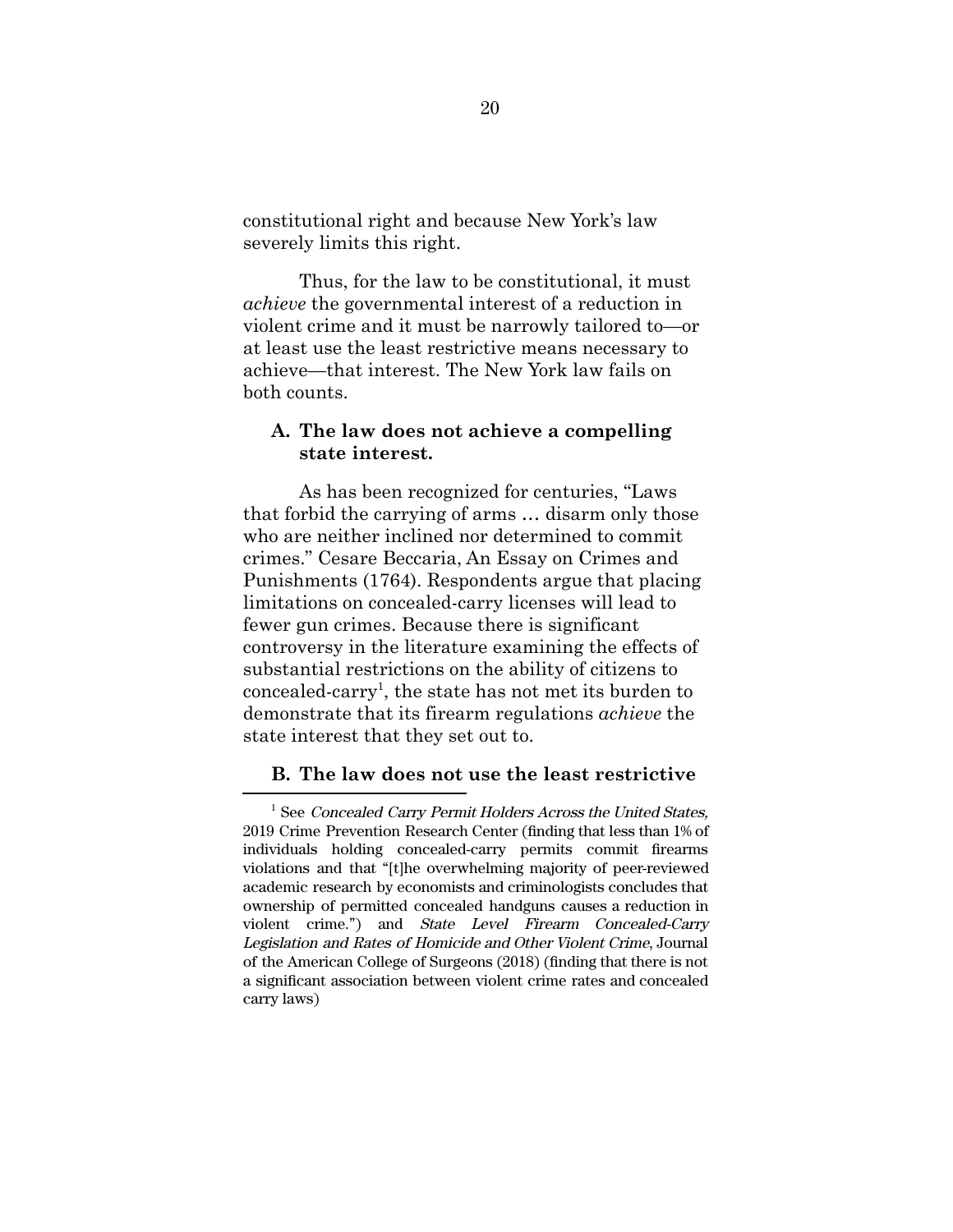constitutional right and because New York's law severely limits this right.

Thus, for the law to be constitutional, it must *achieve* the governmental interest of a reduction in violent crime and it must be narrowly tailored to—or at least use the least restrictive means necessary to achieve—that interest. The New York law fails on both counts.

### A. The law does not achieve a compelling state interest.

As has been recognized for centuries, "Laws that forbid the carrying of arms … disarm only those who are neither inclined nor determined to commit crimes." Cesare Beccaria, An Essay on Crimes and Punishments (1764). Respondents argue that placing limitations on concealed-carry licenses will lead to fewer gun crimes. Because there is significant controversy in the literature examining the effects of substantial restrictions on the ability of citizens to concealed-carry[1], the state has not met its burden to demonstrate that its firearm regulations *achieve* the state interest that they set out to.

### B. The law does not use the least restrictive

[1] See *Concealed Carry Permit Holders Across the United States,* 2019 Crime Prevention Research Center (finding that less than 1% of individuals holding concealed-carry permits commit firearms violations and that "[t]he overwhelming majority of peer-reviewed academic research by economists and criminologists concludes that ownership of permitted concealed handguns causes a reduction in violent crime.") and *State Level Firearm Concealed-Carry Legislation and Rates of Homicide and Other Violent Crime*, Journal of the American College of Surgeons (2018) (finding that there is not a significant association between violent crime rates and concealed carry laws)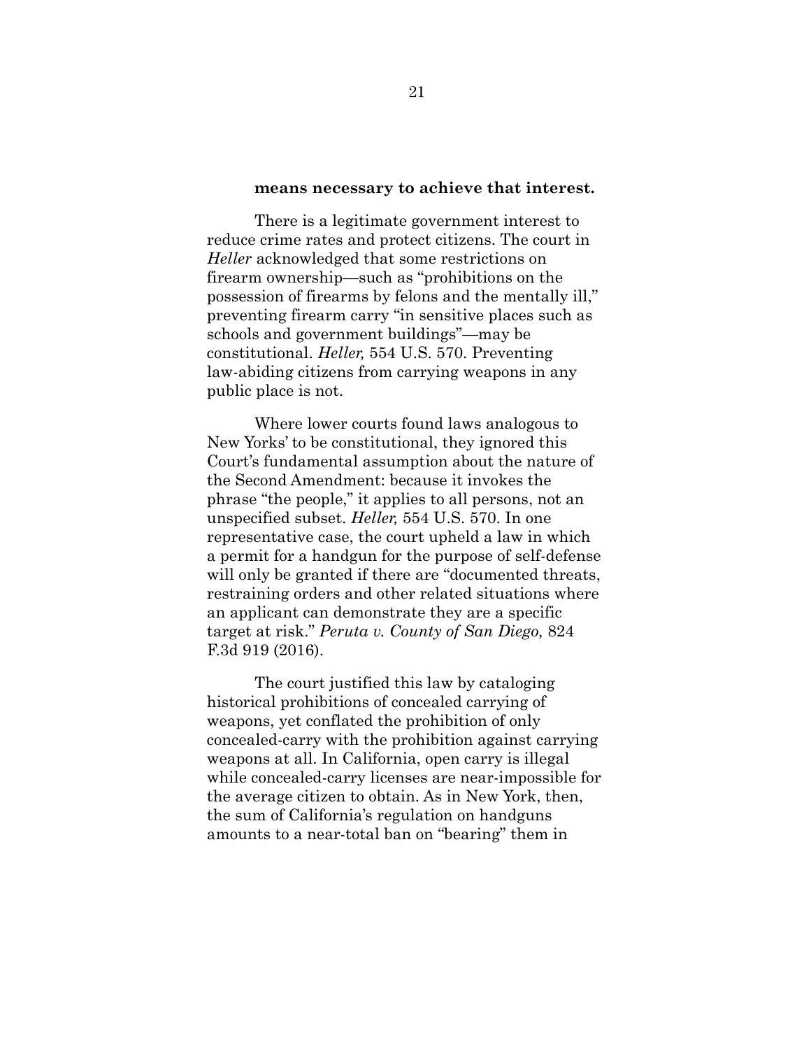**means necessary to achieve that interest.**

There is a legitimate government interest to reduce crime rates and protect citizens. The court in *Heller* acknowledged that some restrictions on firearm ownership—such as "prohibitions on the possession of firearms by felons and the mentally ill," preventing firearm carry "in sensitive places such as schools and government buildings"—may be constitutional. *Heller,* 554 U.S. 570. Preventing law-abiding citizens from carrying weapons in any public place is not.

Where lower courts found laws analogous to New Yorks' to be constitutional, they ignored this Court's fundamental assumption about the nature of the Second Amendment: because it invokes the phrase "the people," it applies to all persons, not an unspecified subset. *Heller,* 554 U.S. 570. In one representative case, the court upheld a law in which a permit for a handgun for the purpose of self-defense will only be granted if there are "documented threats, restraining orders and other related situations where an applicant can demonstrate they are a specific target at risk." *Peruta v. County of San Diego,* 824 F.3d 919 (2016).

The court justified this law by cataloging historical prohibitions of concealed carrying of weapons, yet conflated the prohibition of only concealed-carry with the prohibition against carrying weapons at all. In California, open carry is illegal while concealed-carry licenses are near-impossible for the average citizen to obtain. As in New York, then, the sum of California's regulation on handguns amounts to a near-total ban on "bearing" them in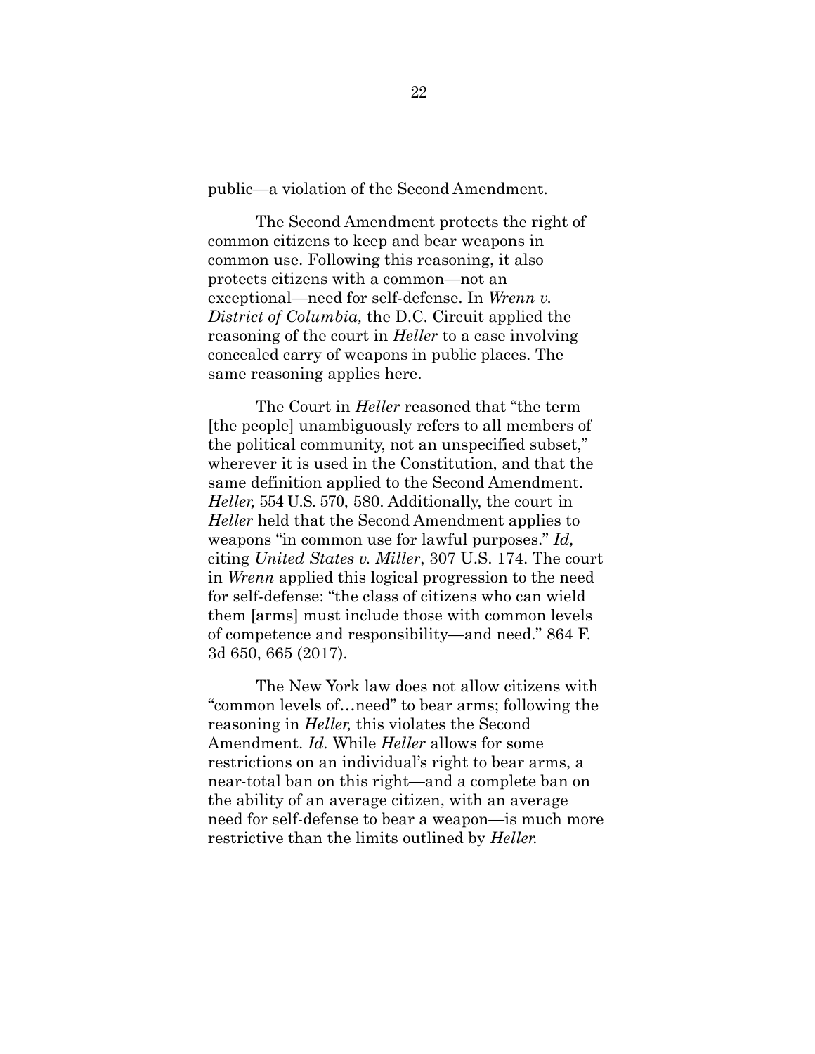public—a violation of the Second Amendment.

The Second Amendment protects the right of common citizens to keep and bear weapons in common use. Following this reasoning, it also protects citizens with a common—not an exceptional—need for self-defense. In *Wrenn v. District of Columbia,* the D.C. Circuit applied the reasoning of the court in *Heller* to a case involving concealed carry of weapons in public places. The same reasoning applies here.

The Court in *Heller* reasoned that "the term [the people] unambiguously refers to all members of the political community, not an unspecified subset," wherever it is used in the Constitution, and that the same definition applied to the Second Amendment. *Heller,* 554 U.S. 570, 580. Additionally, the court in *Heller* held that the Second Amendment applies to weapons "in common use for lawful purposes." *Id,* citing *United States v. Miller*, 307 U.S. 174. The court in *Wrenn* applied this logical progression to the need for self-defense: "the class of citizens who can wield them [arms] must include those with common levels of competence and responsibility—and need." 864 F. 3d 650, 665 (2017).

The New York law does not allow citizens with "common levels of…need" to bear arms; following the reasoning in *Heller,* this violates the Second Amendment. *Id.* While *Heller* allows for some restrictions on an individual's right to bear arms, a near-total ban on this right—and a complete ban on the ability of an average citizen, with an average need for self-defense to bear a weapon—is much more restrictive than the limits outlined by *Heller.*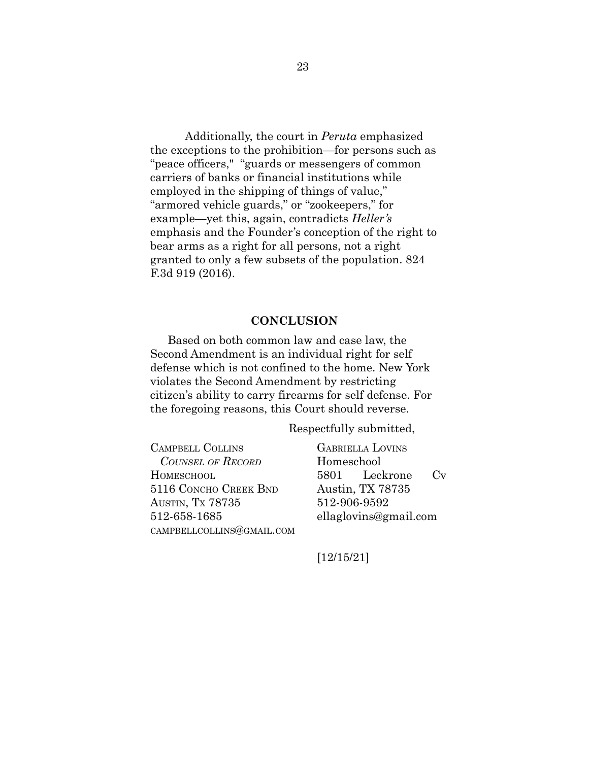Additionally, the court in *Peruta* emphasized the exceptions to the prohibition—for persons such as "peace officers," "guards or messengers of common carriers of banks or financial institutions while employed in the shipping of things of value," "armored vehicle guards," or "zookeepers," for example—yet this, again, contradicts *Heller's* emphasis and the Founder's conception of the right to bear arms as a right for all persons, not a right granted to only a few subsets of the population. 824 F.3d 919 (2016).

**CONCLUSION**

Based on both common law and case law, the Second Amendment is an individual right for self defense which is not confined to the home. New York violates the Second Amendment by restricting citizen's ability to carry firearms for self defense. For the foregoing reasons, this Court should reverse.

Respectfully submitted,

CAMPBELL COLLINS
*COUNSEL OF RECORD*
HOMESCHOOL
5116 CONCHO CREEK BND
AUSTIN, TX 78735
512-658-1685
CAMPBELLCOLLINS@GMAIL.COM

GABRIELLA LOVINS
Homeschool
5801 Leckrone Cv
Austin, TX 78735
512-906-9592
ellaglovins@gmail.com

[12/15/21]